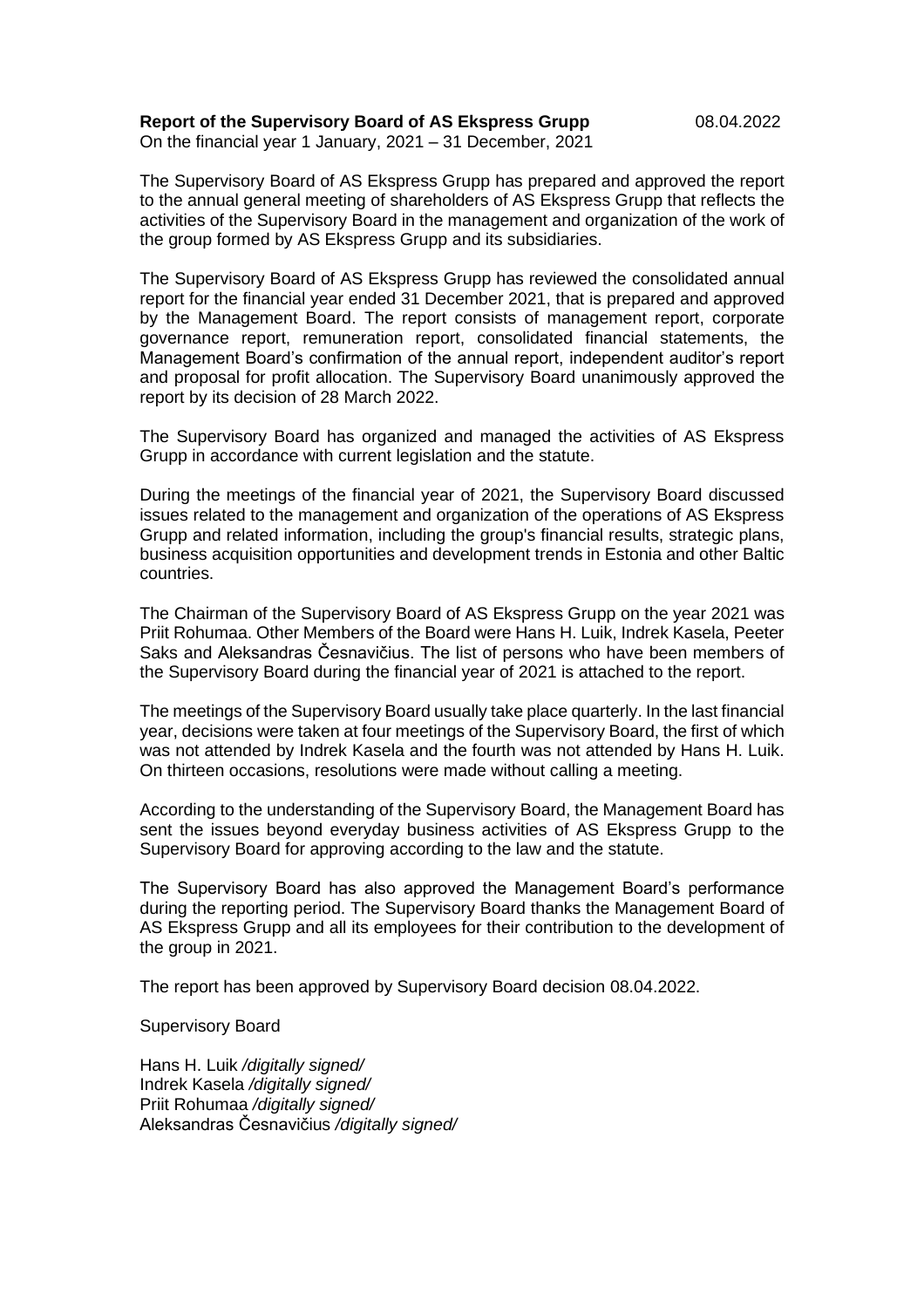**Report of the Supervisory Board of AS Ekspress Grupp** 08.04.2022

On the financial year 1 January, 2021 – 31 December, 2021

The Supervisory Board of AS Ekspress Grupp has prepared and approved the report to the annual general meeting of shareholders of AS Ekspress Grupp that reflects the activities of the Supervisory Board in the management and organization of the work of the group formed by AS Ekspress Grupp and its subsidiaries.

The Supervisory Board of AS Ekspress Grupp has reviewed the consolidated annual report for the financial year ended 31 December 2021, that is prepared and approved by the Management Board. The report consists of management report, corporate governance report, remuneration report, consolidated financial statements, the Management Board's confirmation of the annual report, independent auditor's report and proposal for profit allocation. The Supervisory Board unanimously approved the report by its decision of 28 March 2022.

The Supervisory Board has organized and managed the activities of AS Ekspress Grupp in accordance with current legislation and the statute.

During the meetings of the financial year of 2021, the Supervisory Board discussed issues related to the management and organization of the operations of AS Ekspress Grupp and related information, including the group's financial results, strategic plans, business acquisition opportunities and development trends in Estonia and other Baltic countries.

The Chairman of the Supervisory Board of AS Ekspress Grupp on the year 2021 was Priit Rohumaa. Other Members of the Board were Hans H. Luik, Indrek Kasela, Peeter Saks and Aleksandras Česnavičius. The list of persons who have been members of the Supervisory Board during the financial year of 2021 is attached to the report.

The meetings of the Supervisory Board usually take place quarterly. In the last financial year, decisions were taken at four meetings of the Supervisory Board, the first of which was not attended by Indrek Kasela and the fourth was not attended by Hans H. Luik. On thirteen occasions, resolutions were made without calling a meeting.

According to the understanding of the Supervisory Board, the Management Board has sent the issues beyond everyday business activities of AS Ekspress Grupp to the Supervisory Board for approving according to the law and the statute.

The Supervisory Board has also approved the Management Board's performance during the reporting period. The Supervisory Board thanks the Management Board of AS Ekspress Grupp and all its employees for their contribution to the development of the group in 2021.

The report has been approved by Supervisory Board decision 08.04.2022.

Supervisory Board

Hans H. Luik */digitally signed/*
Indrek Kasela */digitally signed/*
Priit Rohumaa */digitally signed/*
Aleksandras Česnavičius */digitally signed/*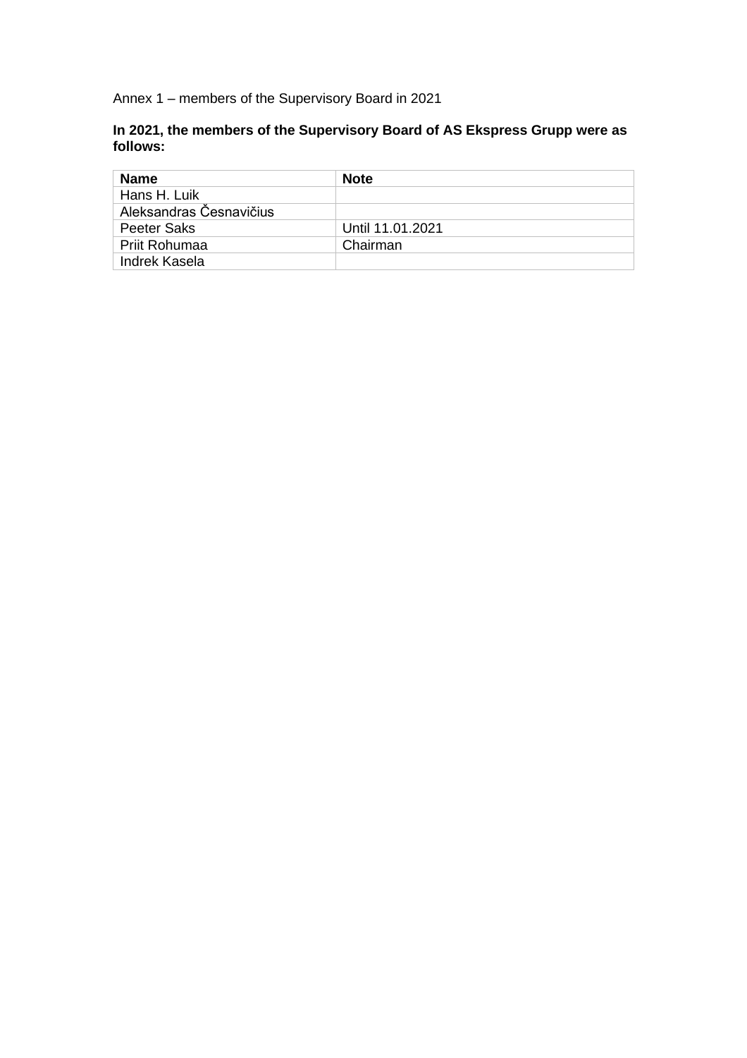Annex 1 – members of the Supervisory Board in 2021

**In 2021, the members of the Supervisory Board of AS Ekspress Grupp were as follows:**

| **Name** | **Note** |
| --- | --- |
| Hans H. Luik | |
| Aleksandras Česnavičius | |
| Peeter Saks | Until 11.01.2021 |
| Priit Rohumaa | Chairman |
| Indrek Kasela | |